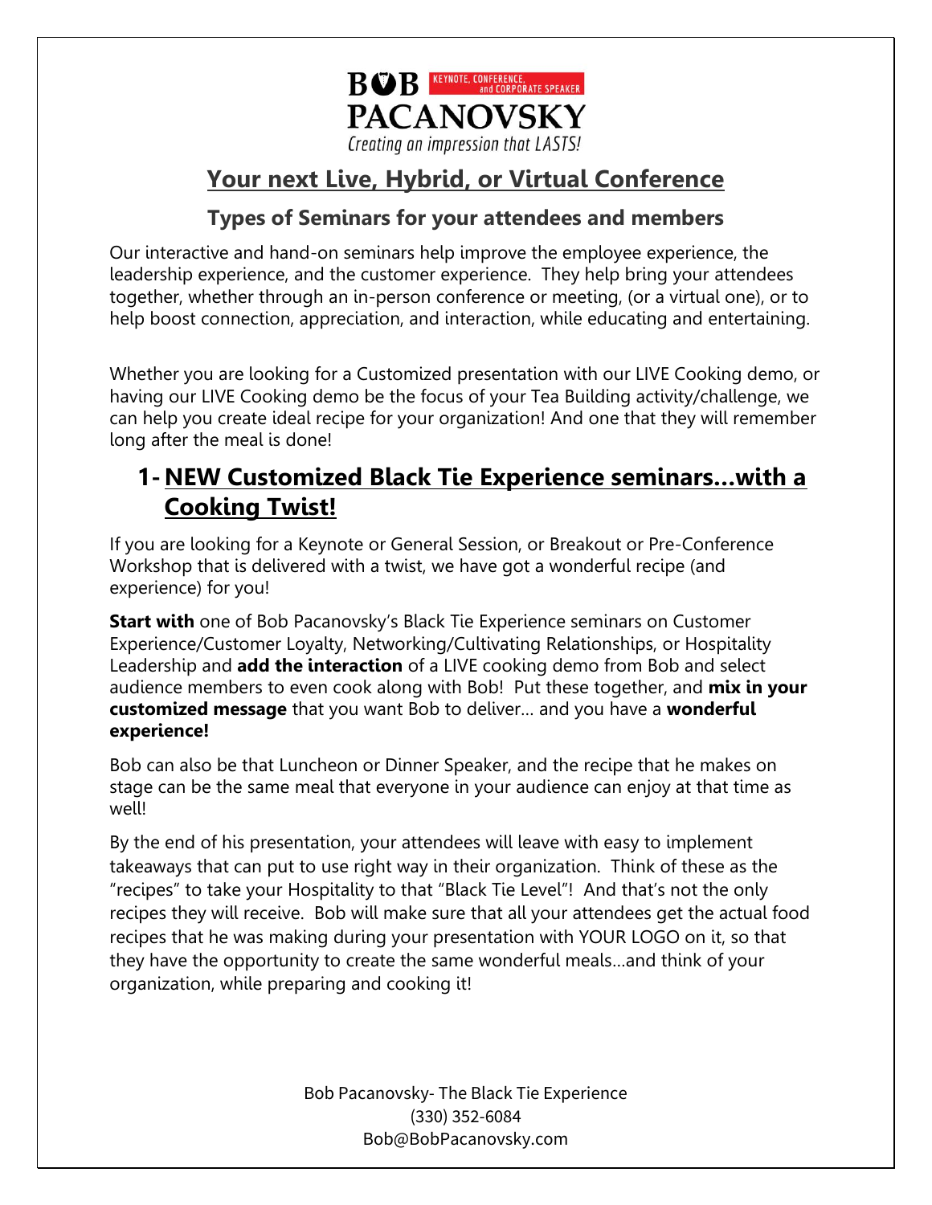BOB PACANOVSKY

KEYNOTE, CONFERENCE, and CORPORATE SPEAKER

*Creating an impression that LASTS!*

# Your next Live, Hybrid, or Virtual Conference

## Types of Seminars for your attendees and members

Our interactive and hand-on seminars help improve the employee experience, the leadership experience, and the customer experience. They help bring your attendees together, whether through an in-person conference or meeting, (or a virtual one), or to help boost connection, appreciation, and interaction, while educating and entertaining.

Whether you are looking for a Customized presentation with our LIVE Cooking demo, or having our LIVE Cooking demo be the focus of your Tea Building activity/challenge, we can help you create ideal recipe for your organization! And one that they will remember long after the meal is done!

## 1- NEW Customized Black Tie Experience seminars…with a Cooking Twist!

If you are looking for a Keynote or General Session, or Breakout or Pre-Conference Workshop that is delivered with a twist, we have got a wonderful recipe (and experience) for you!

**Start with** one of Bob Pacanovsky's Black Tie Experience seminars on Customer Experience/Customer Loyalty, Networking/Cultivating Relationships, or Hospitality Leadership and **add the interaction** of a LIVE cooking demo from Bob and select audience members to even cook along with Bob! Put these together, and **mix in your customized message** that you want Bob to deliver… and you have a **wonderful experience!**

Bob can also be that Luncheon or Dinner Speaker, and the recipe that he makes on stage can be the same meal that everyone in your audience can enjoy at that time as well!

By the end of his presentation, your attendees will leave with easy to implement takeaways that can put to use right way in their organization. Think of these as the "recipes" to take your Hospitality to that "Black Tie Level"! And that's not the only recipes they will receive. Bob will make sure that all your attendees get the actual food recipes that he was making during your presentation with YOUR LOGO on it, so that they have the opportunity to create the same wonderful meals…and think of your organization, while preparing and cooking it!

Bob Pacanovsky- The Black Tie Experience
(330) 352-6084
Bob@BobPacanovsky.com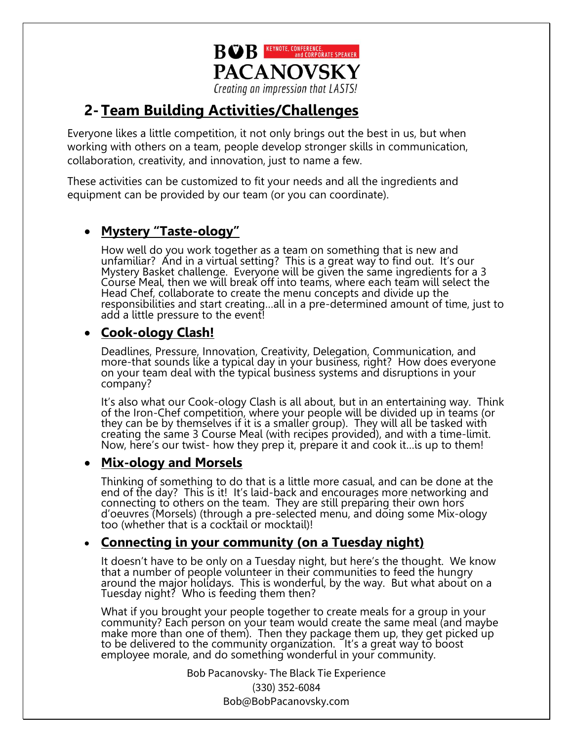## 2- Team Building Activities/Challenges

Everyone likes a little competition, it not only brings out the best in us, but when working with others on a team, people develop stronger skills in communication, collaboration, creativity, and innovation, just to name a few.

These activities can be customized to fit your needs and all the ingredients and equipment can be provided by our team (or you can coordinate).

- **Mystery "Taste-ology"**

  How well do you work together as a team on something that is new and unfamiliar? And in a virtual setting? This is a great way to find out. It's our Mystery Basket challenge. Everyone will be given the same ingredients for a 3 Course Meal, then we will break off into teams, where each team will select the Head Chef, collaborate to create the menu concepts and divide up the responsibilities and start creating…all in a pre-determined amount of time, just to add a little pressure to the event!

- **Cook-ology Clash!**

  Deadlines, Pressure, Innovation, Creativity, Delegation, Communication, and more-that sounds like a typical day in your business, right? How does everyone on your team deal with the typical business systems and disruptions in your company?

  It's also what our Cook-ology Clash is all about, but in an entertaining way. Think of the Iron-Chef competition, where your people will be divided up in teams (or they can be by themselves if it is a smaller group). They will all be tasked with creating the same 3 Course Meal (with recipes provided), and with a time-limit. Now, here's our twist- how they prep it, prepare it and cook it…is up to them!

- **Mix-ology and Morsels**

  Thinking of something to do that is a little more casual, and can be done at the end of the day? This is it! It's laid-back and encourages more networking and connecting to others on the team. They are still preparing their own hors d'oeuvres (Morsels) (through a pre-selected menu, and doing some Mix-ology too (whether that is a cocktail or mocktail)!

- **Connecting in your community (on a Tuesday night)**

  It doesn't have to be only on a Tuesday night, but here's the thought. We know that a number of people volunteer in their communities to feed the hungry around the major holidays. This is wonderful, by the way. But what about on a Tuesday night? Who is feeding them then?

  What if you brought your people together to create meals for a group in your community? Each person on your team would create the same meal (and maybe make more than one of them). Then they package them up, they get picked up to be delivered to the community organization. It's a great way to boost employee morale, and do something wonderful in your community.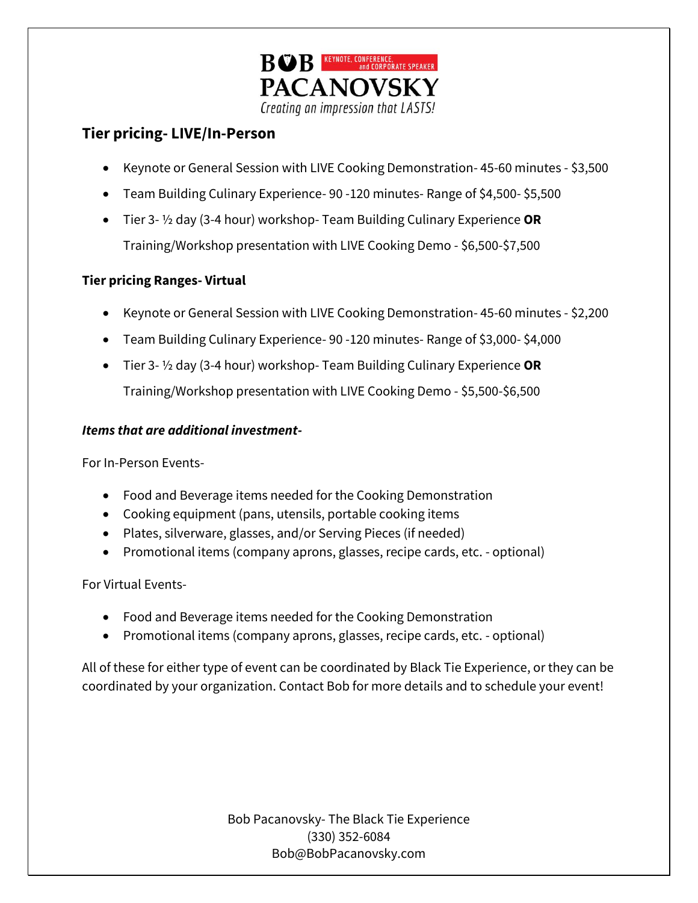BOB PACANOVSKY

KEYNOTE, CONFERENCE, and CORPORATE SPEAKER

*Creating an impression that LASTS!*

## Tier pricing- LIVE/In-Person

- Keynote or General Session with LIVE Cooking Demonstration- 45-60 minutes - $3,500
- Team Building Culinary Experience- 90 -120 minutes- Range of $4,500- $5,500
- Tier 3- ½ day (3-4 hour) workshop- Team Building Culinary Experience **OR** Training/Workshop presentation with LIVE Cooking Demo - $6,500-$7,500

### Tier pricing Ranges- Virtual

- Keynote or General Session with LIVE Cooking Demonstration- 45-60 minutes - $2,200
- Team Building Culinary Experience- 90 -120 minutes- Range of $3,000- $4,000
- Tier 3- ½ day (3-4 hour) workshop- Team Building Culinary Experience **OR** Training/Workshop presentation with LIVE Cooking Demo - $5,500-$6,500

***Items that are additional investment-***

For In-Person Events-

- Food and Beverage items needed for the Cooking Demonstration
- Cooking equipment (pans, utensils, portable cooking items
- Plates, silverware, glasses, and/or Serving Pieces (if needed)
- Promotional items (company aprons, glasses, recipe cards, etc. - optional)

For Virtual Events-

- Food and Beverage items needed for the Cooking Demonstration
- Promotional items (company aprons, glasses, recipe cards, etc. - optional)

All of these for either type of event can be coordinated by Black Tie Experience, or they can be coordinated by your organization. Contact Bob for more details and to schedule your event!

Bob Pacanovsky- The Black Tie Experience
(330) 352-6084
Bob@BobPacanovsky.com